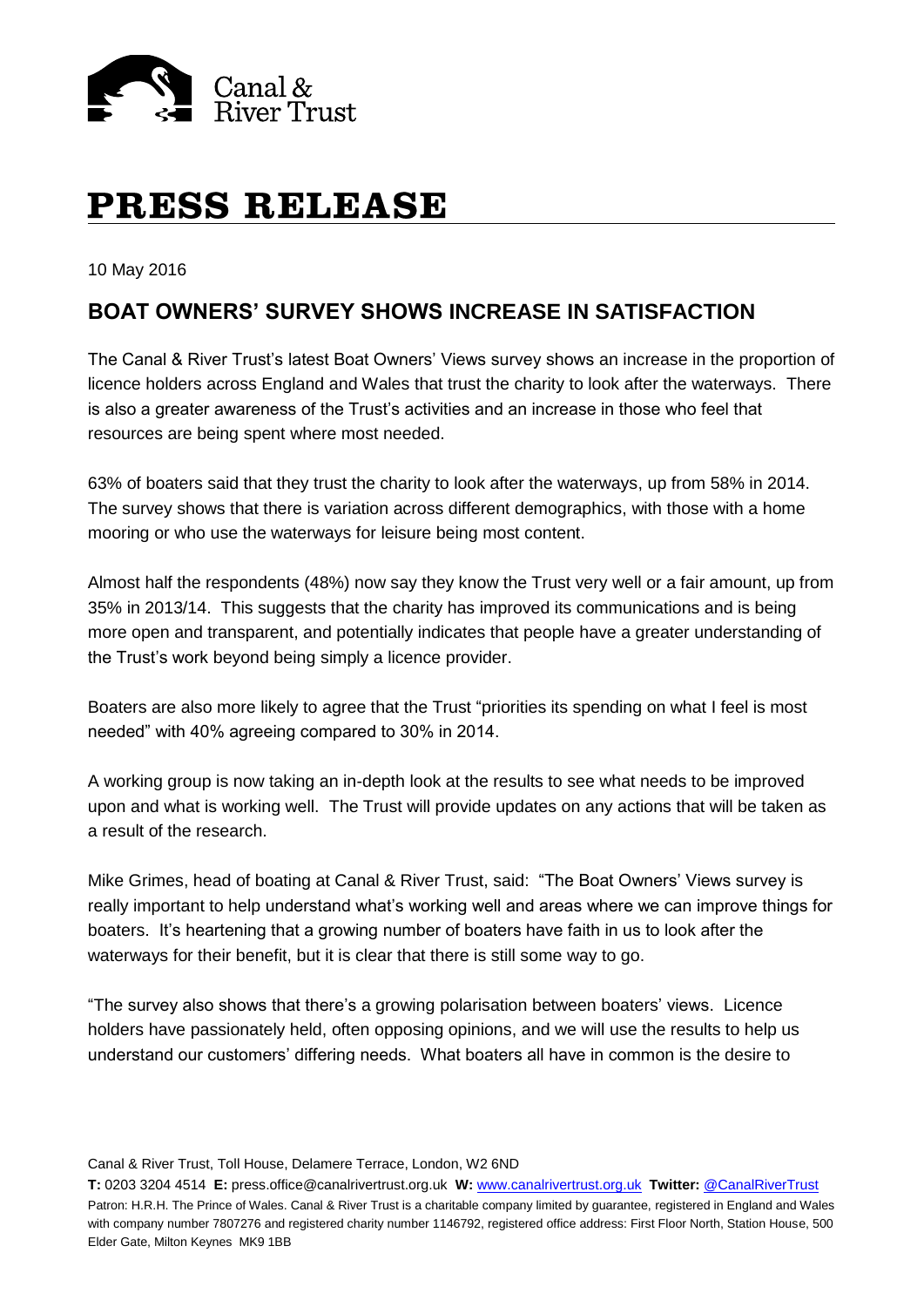Canal & River Trust

# PRESS RELEASE

10 May 2016

## BOAT OWNERS' SURVEY SHOWS INCREASE IN SATISFACTION

The Canal & River Trust's latest Boat Owners' Views survey shows an increase in the proportion of licence holders across England and Wales that trust the charity to look after the waterways. There is also a greater awareness of the Trust's activities and an increase in those who feel that resources are being spent where most needed.

63% of boaters said that they trust the charity to look after the waterways, up from 58% in 2014. The survey shows that there is variation across different demographics, with those with a home mooring or who use the waterways for leisure being most content.

Almost half the respondents (48%) now say they know the Trust very well or a fair amount, up from 35% in 2013/14. This suggests that the charity has improved its communications and is being more open and transparent, and potentially indicates that people have a greater understanding of the Trust's work beyond being simply a licence provider.

Boaters are also more likely to agree that the Trust "priorities its spending on what I feel is most needed" with 40% agreeing compared to 30% in 2014.

A working group is now taking an in-depth look at the results to see what needs to be improved upon and what is working well. The Trust will provide updates on any actions that will be taken as a result of the research.

Mike Grimes, head of boating at Canal & River Trust, said: "The Boat Owners' Views survey is really important to help understand what's working well and areas where we can improve things for boaters. It's heartening that a growing number of boaters have faith in us to look after the waterways for their benefit, but it is clear that there is still some way to go.

"The survey also shows that there's a growing polarisation between boaters' views. Licence holders have passionately held, often opposing opinions, and we will use the results to help us understand our customers' differing needs. What boaters all have in common is the desire to

Canal & River Trust, Toll House, Delamere Terrace, London, W2 6ND

**T:** 0203 3204 4514 **E:** press.office@canalrivertrust.org.uk **W:** www.canalrivertrust.org.uk **Twitter:** @CanalRiverTrust

Patron: H.R.H. The Prince of Wales. Canal & River Trust is a charitable company limited by guarantee, registered in England and Wales with company number 7807276 and registered charity number 1146792, registered office address: First Floor North, Station House, 500 Elder Gate, Milton Keynes MK9 1BB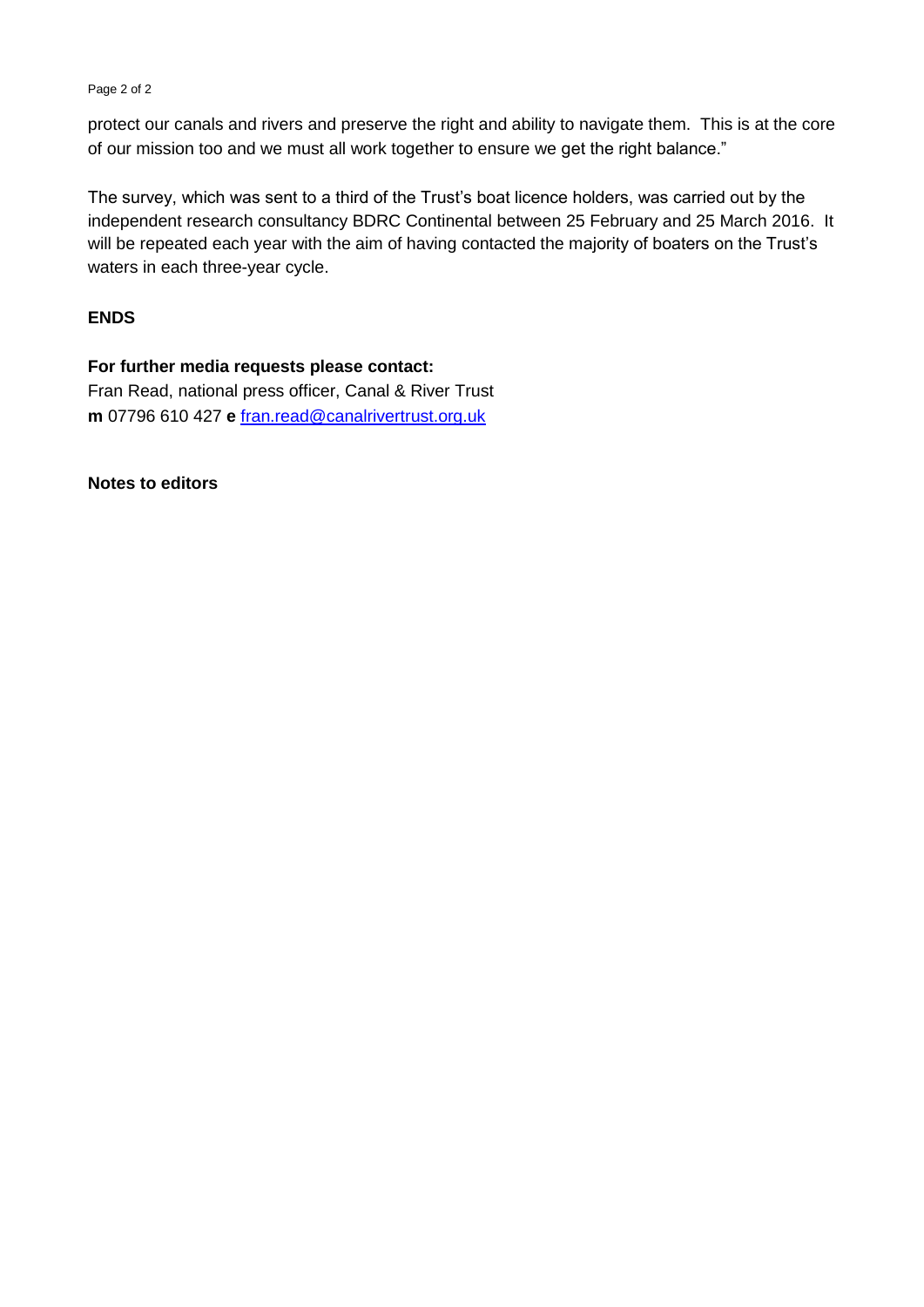protect our canals and rivers and preserve the right and ability to navigate them. This is at the core of our mission too and we must all work together to ensure we get the right balance."

The survey, which was sent to a third of the Trust's boat licence holders, was carried out by the independent research consultancy BDRC Continental between 25 February and 25 March 2016. It will be repeated each year with the aim of having contacted the majority of boaters on the Trust's waters in each three-year cycle.

**ENDS**

**For further media requests please contact:**
Fran Read, national press officer, Canal & River Trust
**m** 07796 610 427 **e** fran.read@canalrivertrust.org.uk

**Notes to editors**